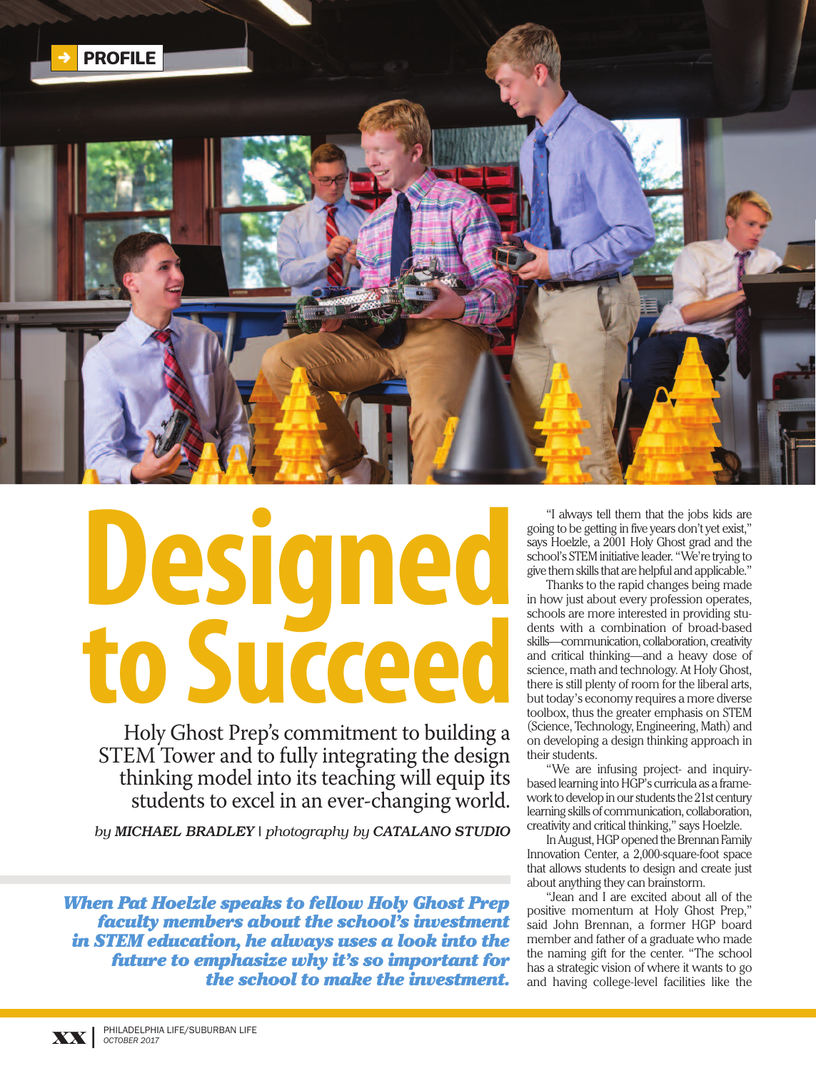PROFILE

# Designed to Succeed

Holy Ghost Prep's commitment to building a STEM Tower and to fully integrating the design thinking model into its teaching will equip its students to excel in an ever-changing world.

*by* ***MICHAEL BRADLEY*** | *photography by* ***CATALANO STUDIO***

***When Pat Hoelzle speaks to fellow Holy Ghost Prep faculty members about the school's investment in STEM education, he always uses a look into the future to emphasize why it's so important for the school to make the investment.***

"I always tell them that the jobs kids are going to be getting in five years don't yet exist," says Hoelzle, a 2001 Holy Ghost grad and the school's STEM initiative leader. "We're trying to give them skills that are helpful and applicable."

Thanks to the rapid changes being made in how just about every profession operates, schools are more interested in providing students with a combination of broad-based skills—communication, collaboration, creativity and critical thinking—and a heavy dose of science, math and technology. At Holy Ghost, there is still plenty of room for the liberal arts, but today's economy requires a more diverse toolbox, thus the greater emphasis on STEM (Science, Technology, Engineering, Math) and on developing a design thinking approach in their students.

"We are infusing project- and inquiry-based learning into HGP's curricula as a framework to develop in our students the 21st century learning skills of communication, collaboration, creativity and critical thinking," says Hoelzle.

In August, HGP opened the Brennan Family Innovation Center, a 2,000-square-foot space that allows students to design and create just about anything they can brainstorm.

"Jean and I are excited about all of the positive momentum at Holy Ghost Prep," said John Brennan, a former HGP board member and father of a graduate who made the naming gift for the center. "The school has a strategic vision of where it wants to go and having college-level facilities like the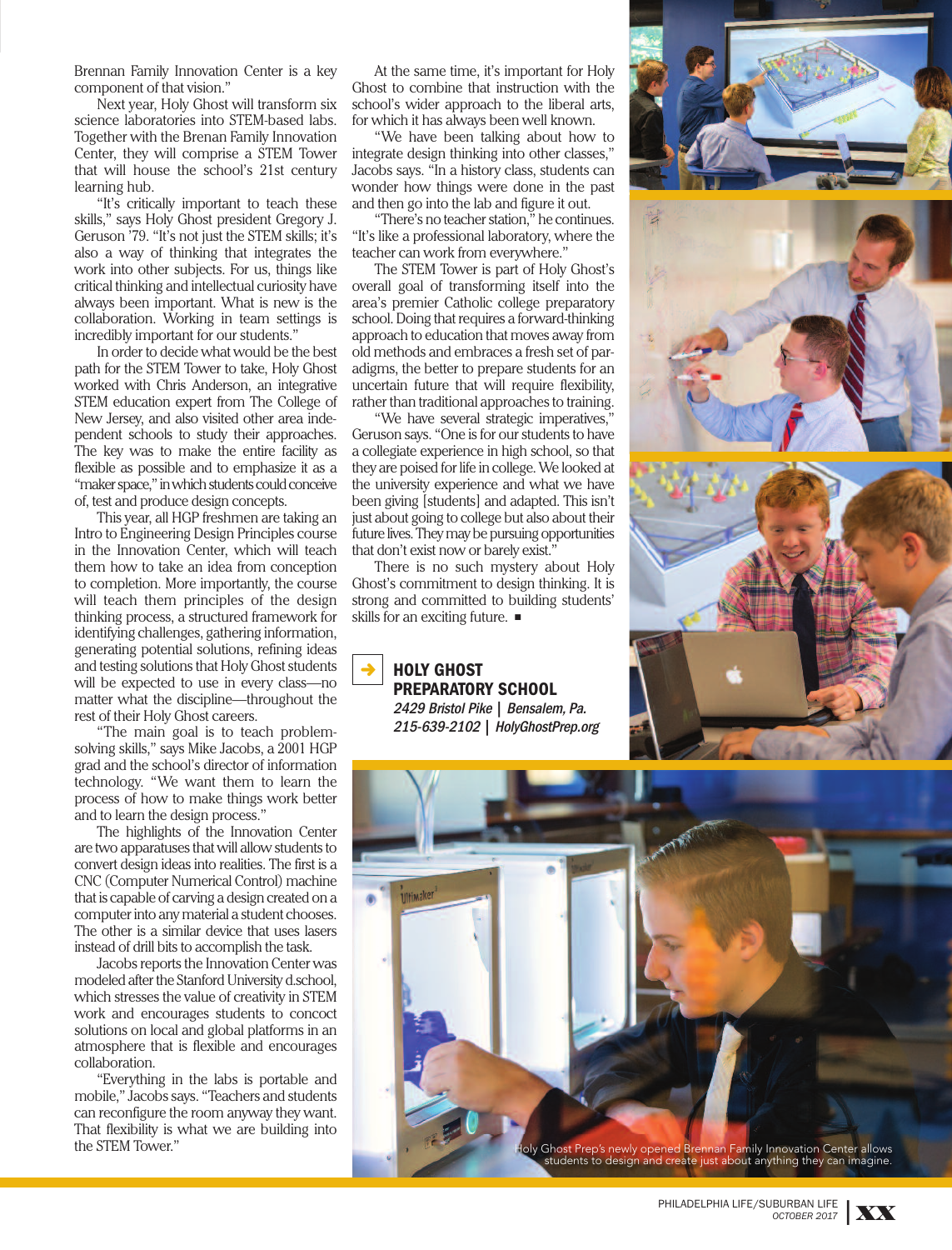Brennan Family Innovation Center is a key component of that vision."

Next year, Holy Ghost will transform six science laboratories into STEM-based labs. Together with the Brenan Family Innovation Center, they will comprise a STEM Tower that will house the school's 21st century learning hub.

"It's critically important to teach these skills," says Holy Ghost president Gregory J. Geruson '79. "It's not just the STEM skills; it's also a way of thinking that integrates the work into other subjects. For us, things like critical thinking and intellectual curiosity have always been important. What is new is the collaboration. Working in team settings is incredibly important for our students."

In order to decide what would be the best path for the STEM Tower to take, Holy Ghost worked with Chris Anderson, an integrative STEM education expert from The College of New Jersey, and also visited other area independent schools to study their approaches. The key was to make the entire facility as flexible as possible and to emphasize it as a "maker space," in which students could conceive of, test and produce design concepts.

This year, all HGP freshmen are taking an Intro to Engineering Design Principles course in the Innovation Center, which will teach them how to take an idea from conception to completion. More importantly, the course will teach them principles of the design thinking process, a structured framework for identifying challenges, gathering information, generating potential solutions, refining ideas and testing solutions that Holy Ghost students will be expected to use in every class—no matter what the discipline—throughout the rest of their Holy Ghost careers.

"The main goal is to teach problem-solving skills," says Mike Jacobs, a 2001 HGP grad and the school's director of information technology. "We want them to learn the process of how to make things work better and to learn the design process."

The highlights of the Innovation Center are two apparatuses that will allow students to convert design ideas into realities. The first is a CNC (Computer Numerical Control) machine that is capable of carving a design created on a computer into any material a student chooses. The other is a similar device that uses lasers instead of drill bits to accomplish the task.

Jacobs reports the Innovation Center was modeled after the Stanford University d.school, which stresses the value of creativity in STEM work and encourages students to concoct solutions on local and global platforms in an atmosphere that is flexible and encourages collaboration.

"Everything in the labs is portable and mobile," Jacobs says. "Teachers and students can reconfigure the room anyway they want. That flexibility is what we are building into the STEM Tower."

At the same time, it's important for Holy Ghost to combine that instruction with the school's wider approach to the liberal arts, for which it has always been well known.

"We have been talking about how to integrate design thinking into other classes," Jacobs says. "In a history class, students can wonder how things were done in the past and then go into the lab and figure it out.

"There's no teacher station," he continues. "It's like a professional laboratory, where the teacher can work from everywhere."

The STEM Tower is part of Holy Ghost's overall goal of transforming itself into the area's premier Catholic college preparatory school. Doing that requires a forward-thinking approach to education that moves away from old methods and embraces a fresh set of paradigms, the better to prepare students for an uncertain future that will require flexibility, rather than traditional approaches to training.

"We have several strategic imperatives," Geruson says. "One is for our students to have a collegiate experience in high school, so that they are poised for life in college. We looked at the university experience and what we have been giving [students] and adapted. This isn't just about going to college but also about their future lives. They may be pursuing opportunities that don't exist now or barely exist."

There is no such mystery about Holy Ghost's commitment to design thinking. It is strong and committed to building students' skills for an exciting future. ■

**HOLY GHOST PREPARATORY SCHOOL**
*2429 Bristol Pike | Bensalem, Pa.*
*215-639-2102 | HolyGhostPrep.org*

Holy Ghost Prep's newly opened Brennan Family Innovation Center allows students to design and create just about anything they can imagine.